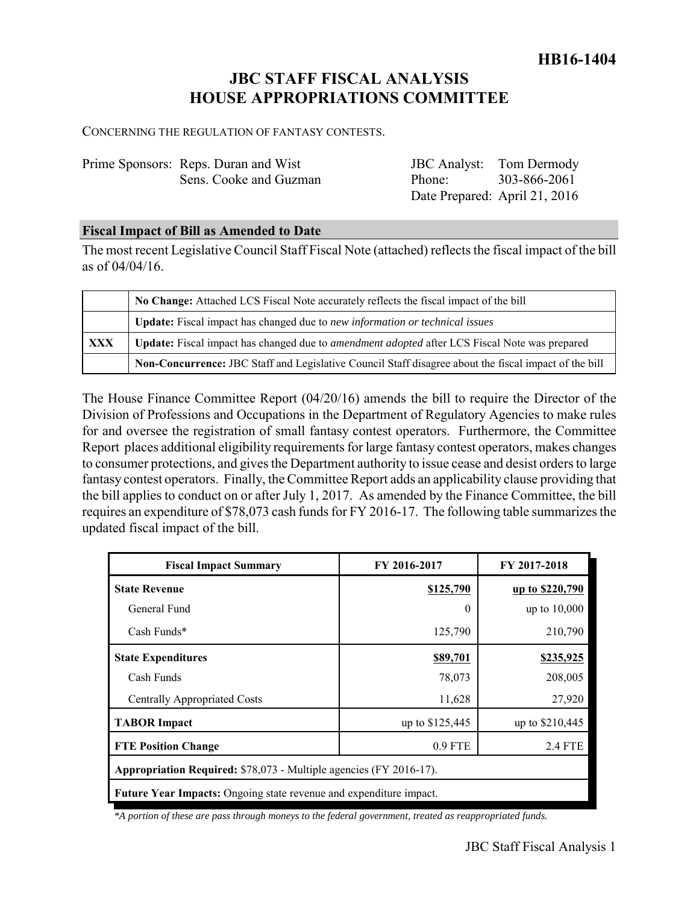# HB16-1404

## JBC STAFF FISCAL ANALYSIS
## HOUSE APPROPRIATIONS COMMITTEE

CONCERNING THE REGULATION OF FANTASY CONTESTS.

| Prime Sponsors: | Reps. Duran and Wist<br>Sens. Cooke and Guzman | JBC Analyst: | Tom Dermody |
|---|---|---|---|
| | | Phone: | 303-866-2061 |
| | | Date Prepared: | April 21, 2016 |

### Fiscal Impact of Bill as Amended to Date

The most recent Legislative Council Staff Fiscal Note (attached) reflects the fiscal impact of the bill as of 04/04/16.

| | |
|---|---|
| | **No Change:** Attached LCS Fiscal Note accurately reflects the fiscal impact of the bill |
| | **Update:** Fiscal impact has changed due to *new information or technical issues* |
| **XXX** | **Update:** Fiscal impact has changed due to *amendment adopted* after LCS Fiscal Note was prepared |
| | **Non-Concurrence:** JBC Staff and Legislative Council Staff disagree about the fiscal impact of the bill |

The House Finance Committee Report (04/20/16) amends the bill to require the Director of the Division of Professions and Occupations in the Department of Regulatory Agencies to make rules for and oversee the registration of small fantasy contest operators. Furthermore, the Committee Report places additional eligibility requirements for large fantasy contest operators, makes changes to consumer protections, and gives the Department authority to issue cease and desist orders to large fantasy contest operators. Finally, the Committee Report adds an applicability clause providing that the bill applies to conduct on or after July 1, 2017. As amended by the Finance Committee, the bill requires an expenditure of $78,073 cash funds for FY 2016-17. The following table summarizes the updated fiscal impact of the bill.

| Fiscal Impact Summary | FY 2016-2017 | FY 2017-2018 |
|---|---|---|
| **State Revenue** | **$125,790** | **up to $220,790** |
| General Fund | 0 | up to 10,000 |
| Cash Funds* | 125,790 | 210,790 |
| **State Expenditures** | **$89,701** | **$235,925** |
| Cash Funds | 78,073 | 208,005 |
| Centrally Appropriated Costs | 11,628 | 27,920 |
| **TABOR Impact** | up to $125,445 | up to $210,445 |
| **FTE Position Change** | 0.9 FTE | 2.4 FTE |
| **Appropriation Required:** $78,073 - Multiple agencies (FY 2016-17). | | |
| **Future Year Impacts:** Ongoing state revenue and expenditure impact. | | |

*\*A portion of these are pass through moneys to the federal government, treated as reappropriated funds.*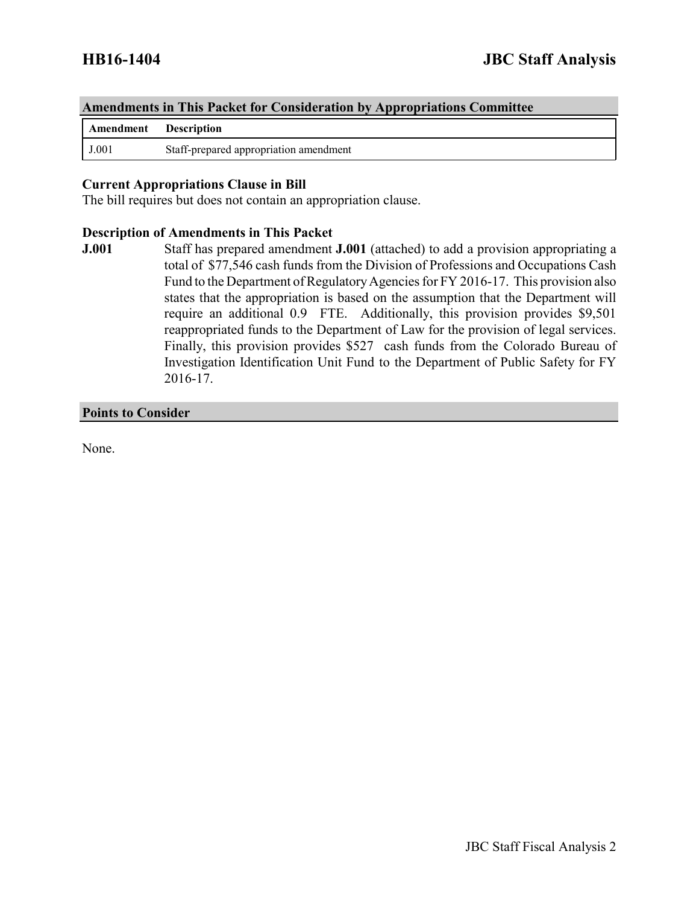## Amendments in This Packet for Consideration by Appropriations Committee

| Amendment | Description |
|---|---|
| J.001 | Staff-prepared appropriation amendment |

### Current Appropriations Clause in Bill

The bill requires but does not contain an appropriation clause.

### Description of Amendments in This Packet

**J.001** Staff has prepared amendment **J.001** (attached) to add a provision appropriating a total of $77,546 cash funds from the Division of Professions and Occupations Cash Fund to the Department of Regulatory Agencies for FY 2016-17. This provision also states that the appropriation is based on the assumption that the Department will require an additional 0.9 FTE. Additionally, this provision provides $9,501 reappropriated funds to the Department of Law for the provision of legal services. Finally, this provision provides $527 cash funds from the Colorado Bureau of Investigation Identification Unit Fund to the Department of Public Safety for FY 2016-17.

## Points to Consider

None.